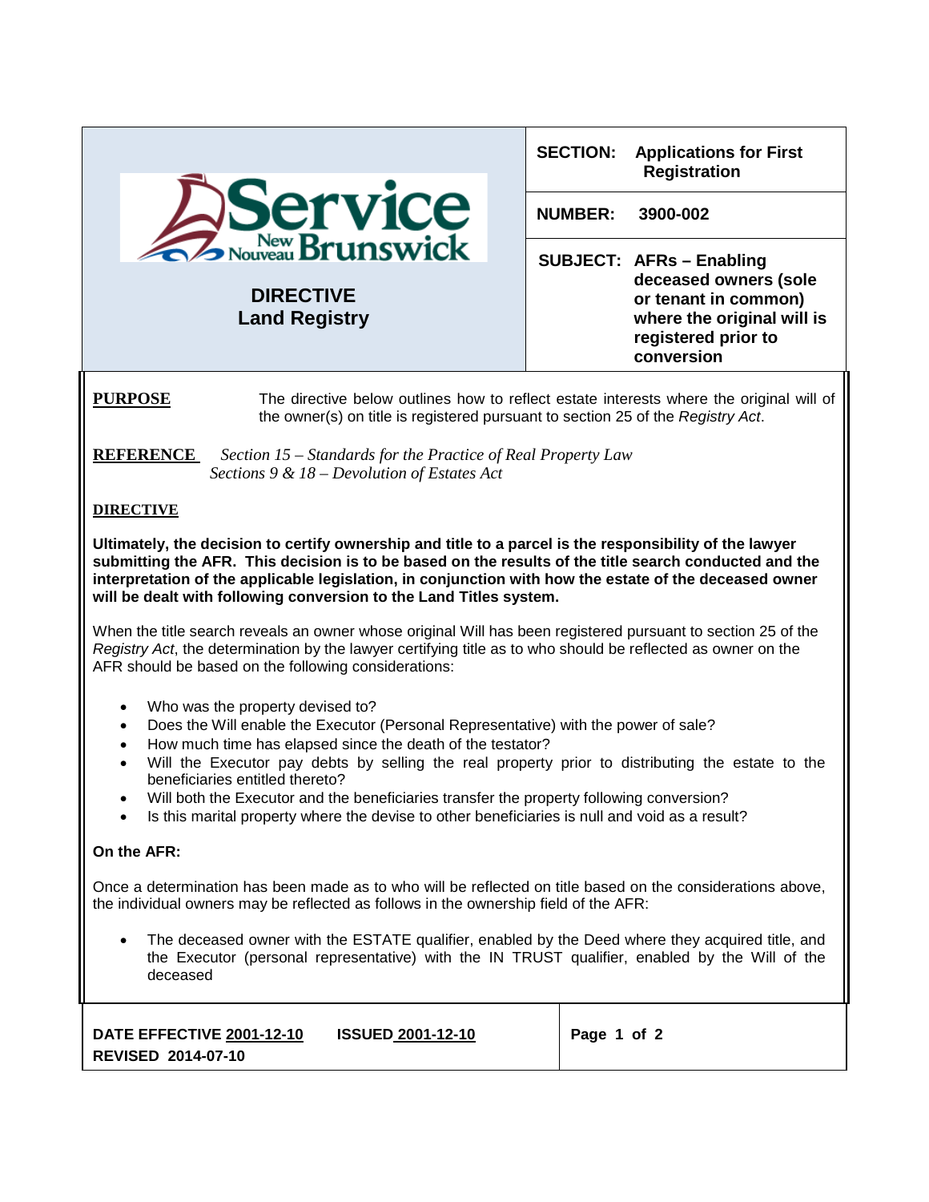| DIRECTIVE Land Registry | |
|---|---|
| **SECTION:** | **Applications for First Registration** |
| **NUMBER:** | **3900-002** |
| **SUBJECT:** | **AFRs – Enabling deceased owners (sole or tenant in common) where the original will is registered prior to conversion** |

**PURPOSE**

The directive below outlines how to reflect estate interests where the original will of the owner(s) on title is registered pursuant to section 25 of the *Registry Act*.

**REFERENCE**

*Section 15 – Standards for the Practice of Real Property Law*
*Sections 9 & 18 – Devolution of Estates Act*

**DIRECTIVE**

**Ultimately, the decision to certify ownership and title to a parcel is the responsibility of the lawyer submitting the AFR. This decision is to be based on the results of the title search conducted and the interpretation of the applicable legislation, in conjunction with how the estate of the deceased owner will be dealt with following conversion to the Land Titles system.**

When the title search reveals an owner whose original Will has been registered pursuant to section 25 of the *Registry Act*, the determination by the lawyer certifying title as to who should be reflected as owner on the AFR should be based on the following considerations:

- Who was the property devised to?
- Does the Will enable the Executor (Personal Representative) with the power of sale?
- How much time has elapsed since the death of the testator?
- Will the Executor pay debts by selling the real property prior to distributing the estate to the beneficiaries entitled thereto?
- Will both the Executor and the beneficiaries transfer the property following conversion?
- Is this marital property where the devise to other beneficiaries is null and void as a result?

**On the AFR:**

Once a determination has been made as to who will be reflected on title based on the considerations above, the individual owners may be reflected as follows in the ownership field of the AFR:

- The deceased owner with the ESTATE qualifier, enabled by the Deed where they acquired title, and the Executor (personal representative) with the IN TRUST qualifier, enabled by the Will of the deceased

**DATE EFFECTIVE** 2001-12-10 **ISSUED** 2001-12-10
**REVISED** 2014-07-10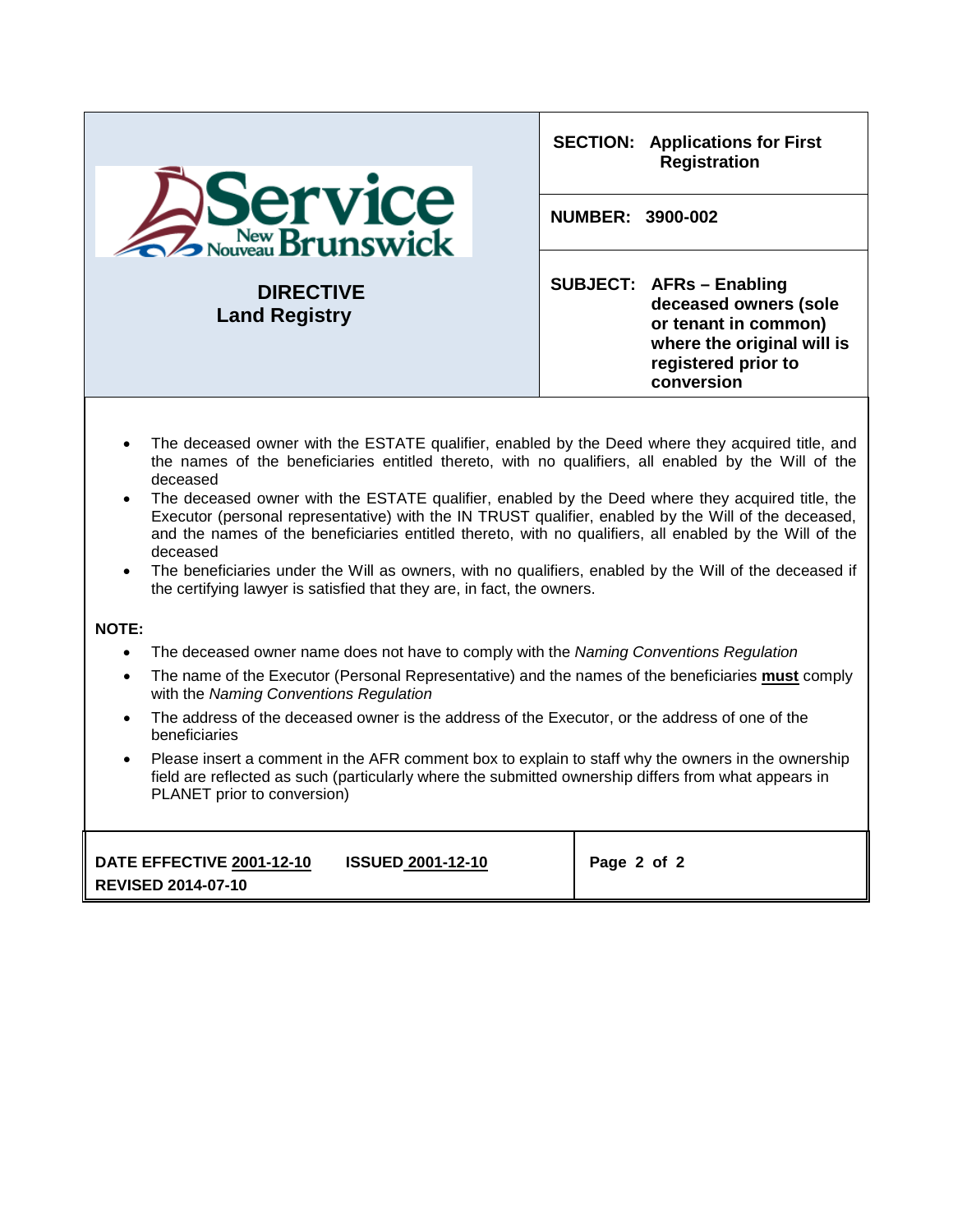| DIRECTIVE Land Registry | |
| --- | --- |
| | **SECTION:** Applications for First Registration |
| | **NUMBER:** 3900-002 |
| | **SUBJECT:** AFRs – Enabling deceased owners (sole or tenant in common) where the original will is registered prior to conversion |

- The deceased owner with the ESTATE qualifier, enabled by the Deed where they acquired title, and the names of the beneficiaries entitled thereto, with no qualifiers, all enabled by the Will of the deceased
- The deceased owner with the ESTATE qualifier, enabled by the Deed where they acquired title, the Executor (personal representative) with the IN TRUST qualifier, enabled by the Will of the deceased, and the names of the beneficiaries entitled thereto, with no qualifiers, all enabled by the Will of the deceased
- The beneficiaries under the Will as owners, with no qualifiers, enabled by the Will of the deceased if the certifying lawyer is satisfied that they are, in fact, the owners.

**NOTE:**

- The deceased owner name does not have to comply with the *Naming Conventions Regulation*
- The name of the Executor (Personal Representative) and the names of the beneficiaries **must** comply with the *Naming Conventions Regulation*
- The address of the deceased owner is the address of the Executor, or the address of one of the beneficiaries
- Please insert a comment in the AFR comment box to explain to staff why the owners in the ownership field are reflected as such (particularly where the submitted ownership differs from what appears in PLANET prior to conversion)

**DATE EFFECTIVE 2001-12-10** **ISSUED 2001-12-10**
**REVISED 2014-07-10**